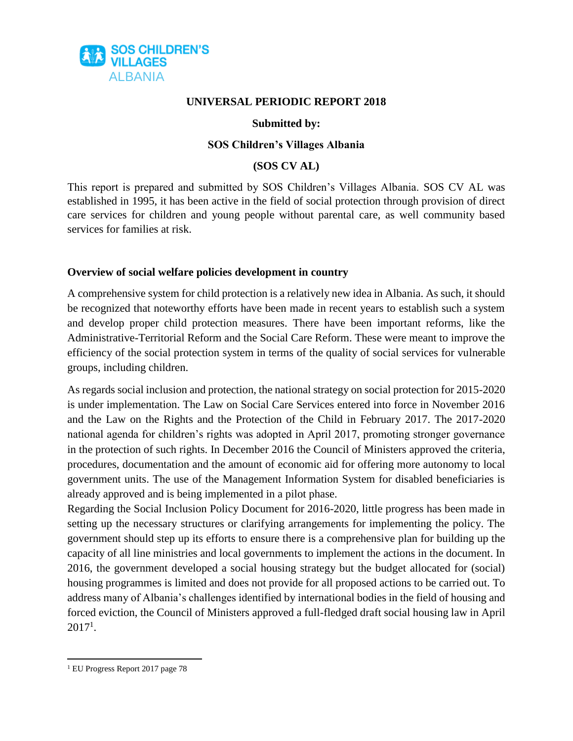# UNIVERSAL PERIODIC REPORT 2018

**Submitted by:**

**SOS Children's Villages Albania**

**(SOS CV AL)**

This report is prepared and submitted by SOS Children's Villages Albania. SOS CV AL was established in 1995, it has been active in the field of social protection through provision of direct care services for children and young people without parental care, as well community based services for families at risk.

## Overview of social welfare policies development in country

A comprehensive system for child protection is a relatively new idea in Albania. As such, it should be recognized that noteworthy efforts have been made in recent years to establish such a system and develop proper child protection measures. There have been important reforms, like the Administrative-Territorial Reform and the Social Care Reform. These were meant to improve the efficiency of the social protection system in terms of the quality of social services for vulnerable groups, including children.

As regards social inclusion and protection, the national strategy on social protection for 2015-2020 is under implementation. The Law on Social Care Services entered into force in November 2016 and the Law on the Rights and the Protection of the Child in February 2017. The 2017-2020 national agenda for children's rights was adopted in April 2017, promoting stronger governance in the protection of such rights. In December 2016 the Council of Ministers approved the criteria, procedures, documentation and the amount of economic aid for offering more autonomy to local government units. The use of the Management Information System for disabled beneficiaries is already approved and is being implemented in a pilot phase.

Regarding the Social Inclusion Policy Document for 2016-2020, little progress has been made in setting up the necessary structures or clarifying arrangements for implementing the policy. The government should step up its efforts to ensure there is a comprehensive plan for building up the capacity of all line ministries and local governments to implement the actions in the document. In 2016, the government developed a social housing strategy but the budget allocated for (social) housing programmes is limited and does not provide for all proposed actions to be carried out. To address many of Albania's challenges identified by international bodies in the field of housing and forced eviction, the Council of Ministers approved a full-fledged draft social housing law in April 2017[1].

[1] EU Progress Report 2017 page 78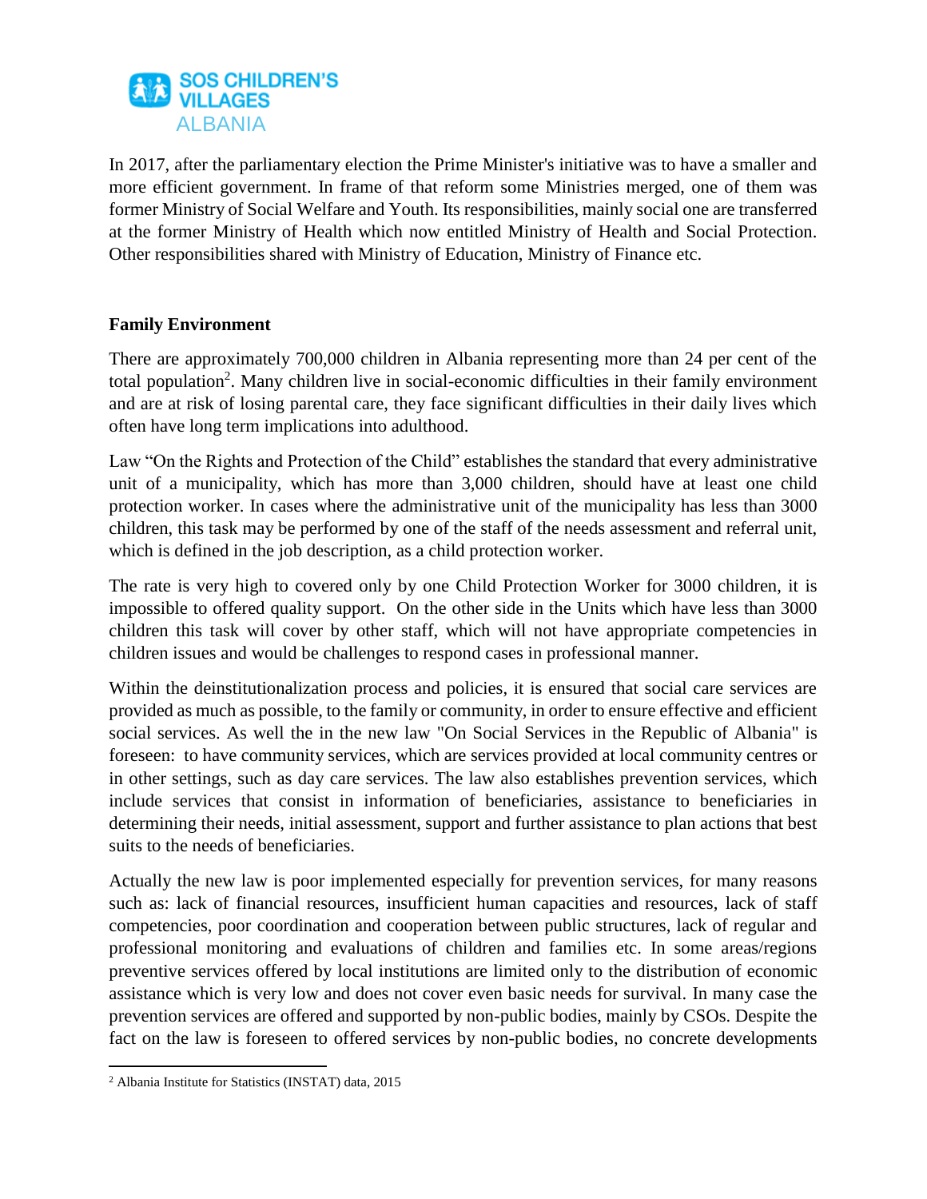In 2017, after the parliamentary election the Prime Minister's initiative was to have a smaller and more efficient government. In frame of that reform some Ministries merged, one of them was former Ministry of Social Welfare and Youth. Its responsibilities, mainly social one are transferred at the former Ministry of Health which now entitled Ministry of Health and Social Protection. Other responsibilities shared with Ministry of Education, Ministry of Finance etc.

**Family Environment**

There are approximately 700,000 children in Albania representing more than 24 per cent of the total population[2]. Many children live in social-economic difficulties in their family environment and are at risk of losing parental care, they face significant difficulties in their daily lives which often have long term implications into adulthood.

Law "On the Rights and Protection of the Child" establishes the standard that every administrative unit of a municipality, which has more than 3,000 children, should have at least one child protection worker. In cases where the administrative unit of the municipality has less than 3000 children, this task may be performed by one of the staff of the needs assessment and referral unit, which is defined in the job description, as a child protection worker.

The rate is very high to covered only by one Child Protection Worker for 3000 children, it is impossible to offered quality support. On the other side in the Units which have less than 3000 children this task will cover by other staff, which will not have appropriate competencies in children issues and would be challenges to respond cases in professional manner.

Within the deinstitutionalization process and policies, it is ensured that social care services are provided as much as possible, to the family or community, in order to ensure effective and efficient social services. As well the in the new law "On Social Services in the Republic of Albania" is foreseen: to have community services, which are services provided at local community centres or in other settings, such as day care services. The law also establishes prevention services, which include services that consist in information of beneficiaries, assistance to beneficiaries in determining their needs, initial assessment, support and further assistance to plan actions that best suits to the needs of beneficiaries.

Actually the new law is poor implemented especially for prevention services, for many reasons such as: lack of financial resources, insufficient human capacities and resources, lack of staff competencies, poor coordination and cooperation between public structures, lack of regular and professional monitoring and evaluations of children and families etc. In some areas/regions preventive services offered by local institutions are limited only to the distribution of economic assistance which is very low and does not cover even basic needs for survival. In many case the prevention services are offered and supported by non-public bodies, mainly by CSOs. Despite the fact on the law is foreseen to offered services by non-public bodies, no concrete developments

[2] Albania Institute for Statistics (INSTAT) data, 2015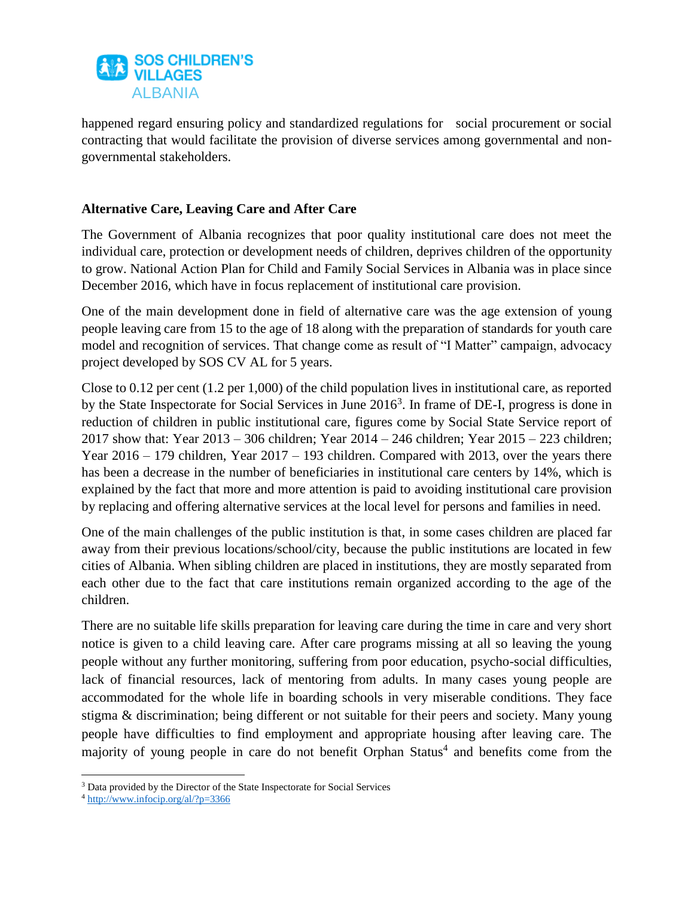happened regard ensuring policy and standardized regulations for social procurement or social contracting that would facilitate the provision of diverse services among governmental and non-governmental stakeholders.

**Alternative Care, Leaving Care and After Care**

The Government of Albania recognizes that poor quality institutional care does not meet the individual care, protection or development needs of children, deprives children of the opportunity to grow. National Action Plan for Child and Family Social Services in Albania was in place since December 2016, which have in focus replacement of institutional care provision.

One of the main development done in field of alternative care was the age extension of young people leaving care from 15 to the age of 18 along with the preparation of standards for youth care model and recognition of services. That change come as result of "I Matter" campaign, advocacy project developed by SOS CV AL for 5 years.

Close to 0.12 per cent (1.2 per 1,000) of the child population lives in institutional care, as reported by the State Inspectorate for Social Services in June 2016[3]. In frame of DE-I, progress is done in reduction of children in public institutional care, figures come by Social State Service report of 2017 show that: Year 2013 – 306 children; Year 2014 – 246 children; Year 2015 – 223 children; Year 2016 – 179 children, Year 2017 – 193 children. Compared with 2013, over the years there has been a decrease in the number of beneficiaries in institutional care centers by 14%, which is explained by the fact that more and more attention is paid to avoiding institutional care provision by replacing and offering alternative services at the local level for persons and families in need.

One of the main challenges of the public institution is that, in some cases children are placed far away from their previous locations/school/city, because the public institutions are located in few cities of Albania. When sibling children are placed in institutions, they are mostly separated from each other due to the fact that care institutions remain organized according to the age of the children.

There are no suitable life skills preparation for leaving care during the time in care and very short notice is given to a child leaving care. After care programs missing at all so leaving the young people without any further monitoring, suffering from poor education, psycho-social difficulties, lack of financial resources, lack of mentoring from adults. In many cases young people are accommodated for the whole life in boarding schools in very miserable conditions. They face stigma & discrimination; being different or not suitable for their peers and society. Many young people have difficulties to find employment and appropriate housing after leaving care. The majority of young people in care do not benefit Orphan Status[4] and benefits come from the

---

[3] Data provided by the Director of the State Inspectorate for Social Services

[4] http://www.infocip.org/al/?p=3366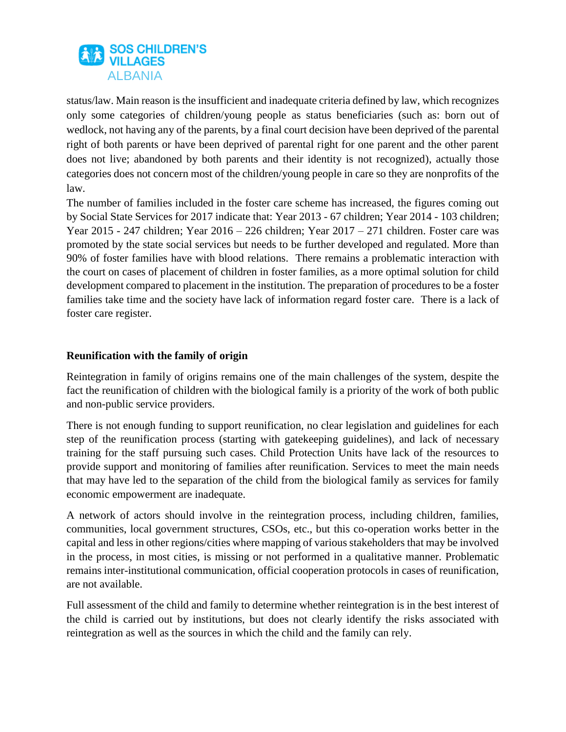status/law. Main reason is the insufficient and inadequate criteria defined by law, which recognizes only some categories of children/young people as status beneficiaries (such as: born out of wedlock, not having any of the parents, by a final court decision have been deprived of the parental right of both parents or have been deprived of parental right for one parent and the other parent does not live; abandoned by both parents and their identity is not recognized), actually those categories does not concern most of the children/young people in care so they are nonprofits of the law.

The number of families included in the foster care scheme has increased, the figures coming out by Social State Services for 2017 indicate that: Year 2013 - 67 children; Year 2014 - 103 children; Year 2015 - 247 children; Year 2016 – 226 children; Year 2017 – 271 children. Foster care was promoted by the state social services but needs to be further developed and regulated. More than 90% of foster families have with blood relations. There remains a problematic interaction with the court on cases of placement of children in foster families, as a more optimal solution for child development compared to placement in the institution. The preparation of procedures to be a foster families take time and the society have lack of information regard foster care. There is a lack of foster care register.

**Reunification with the family of origin**

Reintegration in family of origins remains one of the main challenges of the system, despite the fact the reunification of children with the biological family is a priority of the work of both public and non-public service providers.

There is not enough funding to support reunification, no clear legislation and guidelines for each step of the reunification process (starting with gatekeeping guidelines), and lack of necessary training for the staff pursuing such cases. Child Protection Units have lack of the resources to provide support and monitoring of families after reunification. Services to meet the main needs that may have led to the separation of the child from the biological family as services for family economic empowerment are inadequate.

A network of actors should involve in the reintegration process, including children, families, communities, local government structures, CSOs, etc., but this co-operation works better in the capital and less in other regions/cities where mapping of various stakeholders that may be involved in the process, in most cities, is missing or not performed in a qualitative manner. Problematic remains inter-institutional communication, official cooperation protocols in cases of reunification, are not available.

Full assessment of the child and family to determine whether reintegration is in the best interest of the child is carried out by institutions, but does not clearly identify the risks associated with reintegration as well as the sources in which the child and the family can rely.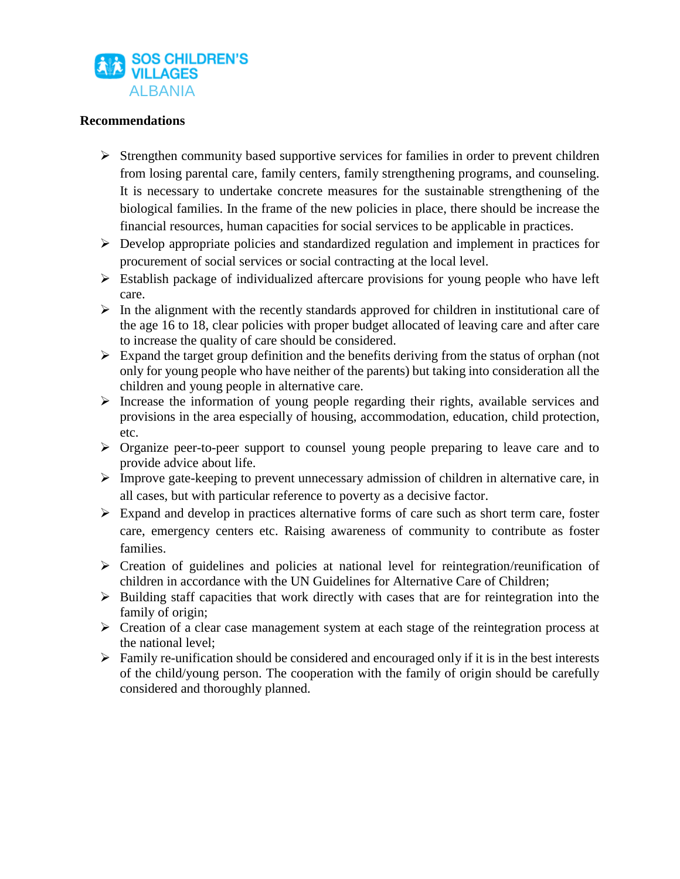SOS CHILDREN'S VILLAGES
ALBANIA

**Recommendations**

- Strengthen community based supportive services for families in order to prevent children from losing parental care, family centers, family strengthening programs, and counseling. It is necessary to undertake concrete measures for the sustainable strengthening of the biological families. In the frame of the new policies in place, there should be increase the financial resources, human capacities for social services to be applicable in practices.
- Develop appropriate policies and standardized regulation and implement in practices for procurement of social services or social contracting at the local level.
- Establish package of individualized aftercare provisions for young people who have left care.
- In the alignment with the recently standards approved for children in institutional care of the age 16 to 18, clear policies with proper budget allocated of leaving care and after care to increase the quality of care should be considered.
- Expand the target group definition and the benefits deriving from the status of orphan (not only for young people who have neither of the parents) but taking into consideration all the children and young people in alternative care.
- Increase the information of young people regarding their rights, available services and provisions in the area especially of housing, accommodation, education, child protection, etc.
- Organize peer-to-peer support to counsel young people preparing to leave care and to provide advice about life.
- Improve gate-keeping to prevent unnecessary admission of children in alternative care, in all cases, but with particular reference to poverty as a decisive factor.
- Expand and develop in practices alternative forms of care such as short term care, foster care, emergency centers etc. Raising awareness of community to contribute as foster families.
- Creation of guidelines and policies at national level for reintegration/reunification of children in accordance with the UN Guidelines for Alternative Care of Children;
- Building staff capacities that work directly with cases that are for reintegration into the family of origin;
- Creation of a clear case management system at each stage of the reintegration process at the national level;
- Family re-unification should be considered and encouraged only if it is in the best interests of the child/young person. The cooperation with the family of origin should be carefully considered and thoroughly planned.